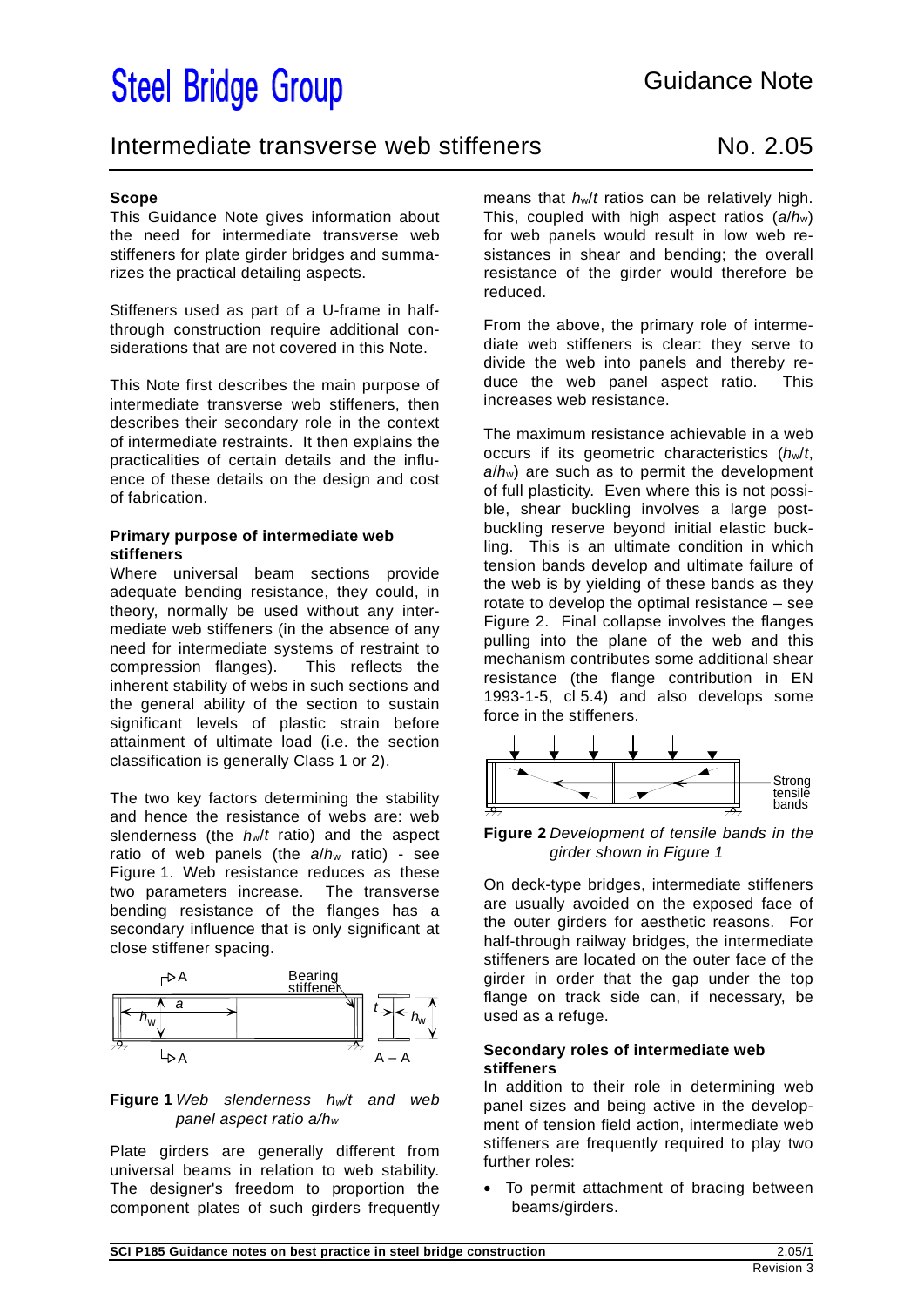# Steel Bridge Group

Guidance Note

## Intermediate transverse web stiffeners

No. 2.05

### Scope

This Guidance Note gives information about the need for intermediate transverse web stiffeners for plate girder bridges and summarizes the practical detailing aspects.

Stiffeners used as part of a U-frame in half-through construction require additional considerations that are not covered in this Note.

This Note first describes the main purpose of intermediate transverse web stiffeners, then describes their secondary role in the context of intermediate restraints. It then explains the practicalities of certain details and the influence of these details on the design and cost of fabrication.

### Primary purpose of intermediate web stiffeners

Where universal beam sections provide adequate bending resistance, they could, in theory, normally be used without any intermediate web stiffeners (in the absence of any need for intermediate systems of restraint to compression flanges). This reflects the inherent stability of webs in such sections and the general ability of the section to sustain significant levels of plastic strain before attainment of ultimate load (i.e. the section classification is generally Class 1 or 2).

The two key factors determining the stability and hence the resistance of webs are: web slenderness (the $h_w/t$ ratio) and the aspect ratio of web panels (the $a/h_w$ ratio) - see Figure 1. Web resistance reduces as these two parameters increase. The transverse bending resistance of the flanges has a secondary influence that is only significant at close stiffener spacing.

**Figure 1** *Web slenderness $h_w/t$ and web panel aspect ratio $a/h_w$*

Plate girders are generally different from universal beams in relation to web stability. The designer's freedom to proportion the component plates of such girders frequently means that $h_w/t$ ratios can be relatively high. This, coupled with high aspect ratios ($a/h_w$) for web panels would result in low web resistances in shear and bending; the overall resistance of the girder would therefore be reduced.

From the above, the primary role of intermediate web stiffeners is clear: they serve to divide the web into panels and thereby reduce the web panel aspect ratio. This increases web resistance.

The maximum resistance achievable in a web occurs if its geometric characteristics ($h_w/t$, $a/h_w$) are such as to permit the development of full plasticity. Even where this is not possible, shear buckling involves a large post-buckling reserve beyond initial elastic buckling. This is an ultimate condition in which tension bands develop and ultimate failure of the web is by yielding of these bands as they rotate to develop the optimal resistance – see Figure 2. Final collapse involves the flanges pulling into the plane of the web and this mechanism contributes some additional shear resistance (the flange contribution in EN 1993-1-5, cl 5.4) and also develops some force in the stiffeners.

**Figure 2** *Development of tensile bands in the girder shown in Figure 1*

On deck-type bridges, intermediate stiffeners are usually avoided on the exposed face of the outer girders for aesthetic reasons. For half-through railway bridges, the intermediate stiffeners are located on the outer face of the girder in order that the gap under the top flange on track side can, if necessary, be used as a refuge.

### Secondary roles of intermediate web stiffeners

In addition to their role in determining web panel sizes and being active in the development of tension field action, intermediate web stiffeners are frequently required to play two further roles:

- To permit attachment of bracing between beams/girders.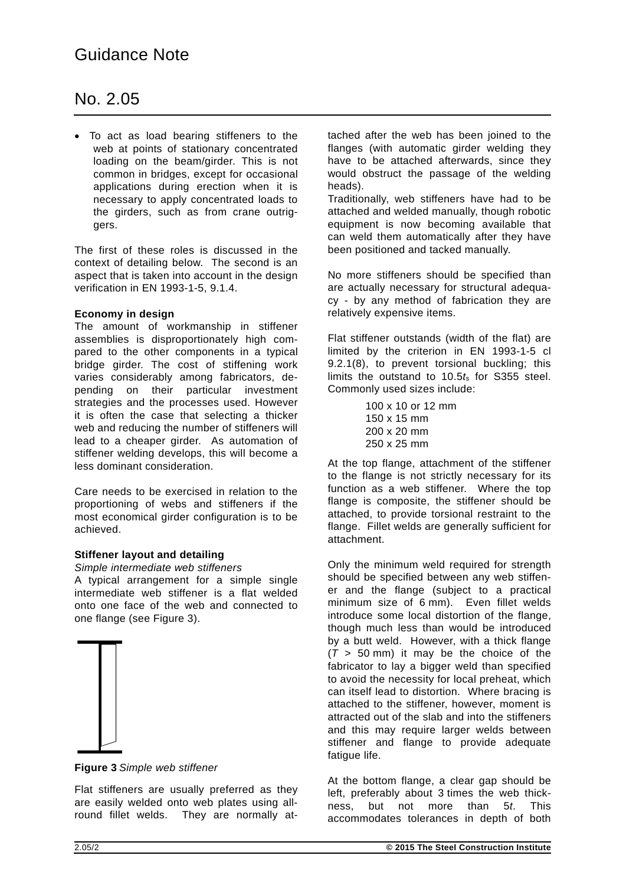- To act as load bearing stiffeners to the web at points of stationary concentrated loading on the beam/girder. This is not common in bridges, except for occasional applications during erection when it is necessary to apply concentrated loads to the girders, such as from crane outriggers.

The first of these roles is discussed in the context of detailing below. The second is an aspect that is taken into account in the design verification in EN 1993-1-5, 9.1.4.

**Economy in design**

The amount of workmanship in stiffener assemblies is disproportionately high compared to the other components in a typical bridge girder. The cost of stiffening work varies considerably among fabricators, depending on their particular investment strategies and the processes used. However it is often the case that selecting a thicker web and reducing the number of stiffeners will lead to a cheaper girder. As automation of stiffener welding develops, this will become a less dominant consideration.

Care needs to be exercised in relation to the proportioning of webs and stiffeners if the most economical girder configuration is to be achieved.

**Stiffener layout and detailing**

*Simple intermediate web stiffeners*

A typical arrangement for a simple single intermediate web stiffener is a flat welded onto one face of the web and connected to one flange (see Figure 3).

**Figure 3** *Simple web stiffener*

Flat stiffeners are usually preferred as they are easily welded onto web plates using all-round fillet welds. They are normally attached after the web has been joined to the flanges (with automatic girder welding they have to be attached afterwards, since they would obstruct the passage of the welding heads).

Traditionally, web stiffeners have had to be attached and welded manually, though robotic equipment is now becoming available that can weld them automatically after they have been positioned and tacked manually.

No more stiffeners should be specified than are actually necessary for structural adequacy - by any method of fabrication they are relatively expensive items.

Flat stiffener outstands (width of the flat) are limited by the criterion in EN 1993-1-5 cl 9.2.1(8), to prevent torsional buckling; this limits the outstand to $10.5t_s$ for S355 steel. Commonly used sizes include:

100 x 10 or 12 mm
150 x 15 mm
200 x 20 mm
250 x 25 mm

At the top flange, attachment of the stiffener to the flange is not strictly necessary for its function as a web stiffener. Where the top flange is composite, the stiffener should be attached, to provide torsional restraint to the flange. Fillet welds are generally sufficient for attachment.

Only the minimum weld required for strength should be specified between any web stiffener and the flange (subject to a practical minimum size of 6 mm). Even fillet welds introduce some local distortion of the flange, though much less than would be introduced by a butt weld. However, with a thick flange ($T$ > 50 mm) it may be the choice of the fabricator to lay a bigger weld than specified to avoid the necessity for local preheat, which can itself lead to distortion. Where bracing is attached to the stiffener, however, moment is attracted out of the slab and into the stiffeners and this may require larger welds between stiffener and flange to provide adequate fatigue life.

At the bottom flange, a clear gap should be left, preferably about 3 times the web thickness, but not more than $5t$. This accommodates tolerances in depth of both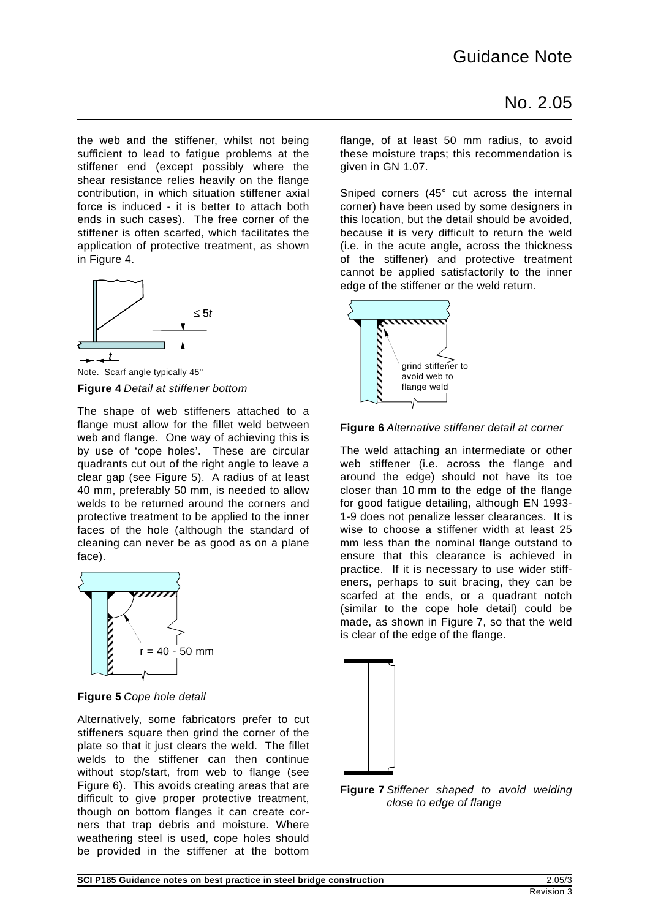the web and the stiffener, whilst not being sufficient to lead to fatigue problems at the stiffener end (except possibly where the shear resistance relies heavily on the flange contribution, in which situation stiffener axial force is induced - it is better to attach both ends in such cases). The free corner of the stiffener is often scarfed, which facilitates the application of protective treatment, as shown in Figure 4.

≤ 5$t$

$t$

Note. Scarf angle typically 45°

**Figure 4** *Detail at stiffener bottom*

The shape of web stiffeners attached to a flange must allow for the fillet weld between web and flange. One way of achieving this is by use of 'cope holes'. These are circular quadrants cut out of the right angle to leave a clear gap (see Figure 5). A radius of at least 40 mm, preferably 50 mm, is needed to allow welds to be returned around the corners and protective treatment to be applied to the inner faces of the hole (although the standard of cleaning can never be as good as on a plane face).

r = 40 - 50 mm

**Figure 5** *Cope hole detail*

Alternatively, some fabricators prefer to cut stiffeners square then grind the corner of the plate so that it just clears the weld. The fillet welds to the stiffener can then continue without stop/start, from web to flange (see Figure 6). This avoids creating areas that are difficult to give proper protective treatment, though on bottom flanges it can create corners that trap debris and moisture. Where weathering steel is used, cope holes should be provided in the stiffener at the bottom flange, of at least 50 mm radius, to avoid these moisture traps; this recommendation is given in GN 1.07.

Sniped corners (45° cut across the internal corner) have been used by some designers in this location, but the detail should be avoided, because it is very difficult to return the weld (i.e. in the acute angle, across the thickness of the stiffener) and protective treatment cannot be applied satisfactorily to the inner edge of the stiffener or the weld return.

grind stiffener to avoid web to flange weld

**Figure 6** *Alternative stiffener detail at corner*

The weld attaching an intermediate or other web stiffener (i.e. across the flange and around the edge) should not have its toe closer than 10 mm to the edge of the flange for good fatigue detailing, although EN 1993-1-9 does not penalize lesser clearances. It is wise to choose a stiffener width at least 25 mm less than the nominal flange outstand to ensure that this clearance is achieved in practice. If it is necessary to use wider stiffeners, perhaps to suit bracing, they can be scarfed at the ends, or a quadrant notch (similar to the cope hole detail) could be made, as shown in Figure 7, so that the weld is clear of the edge of the flange.

**Figure 7** *Stiffener shaped to avoid welding close to edge of flange*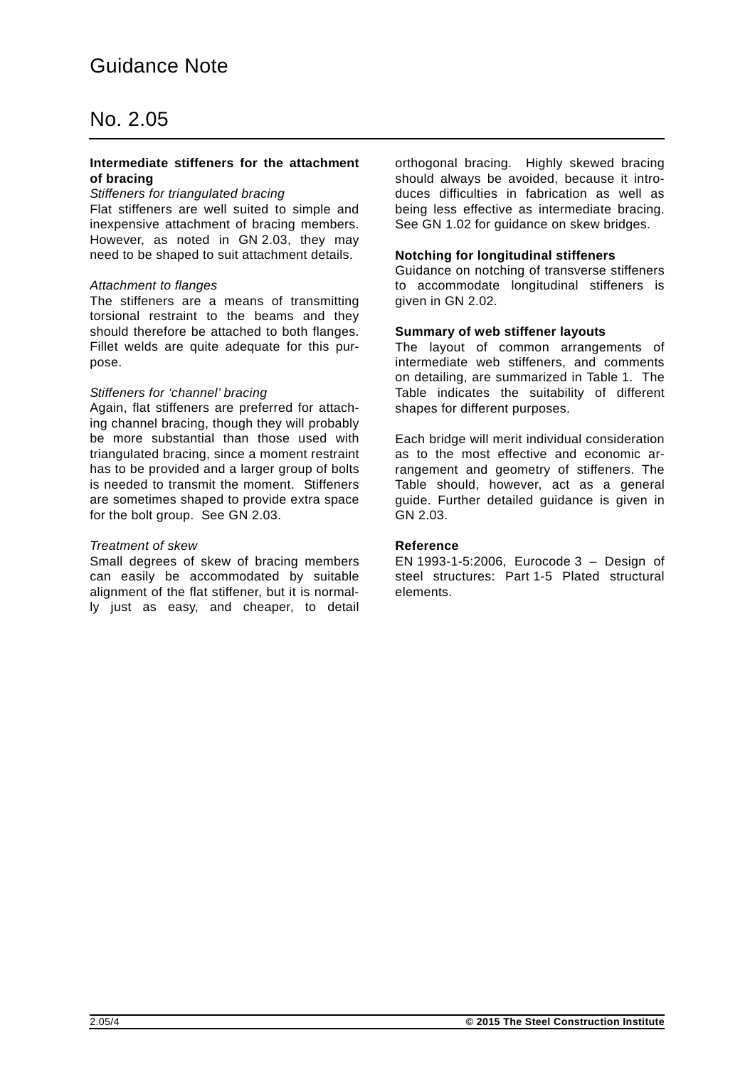**Intermediate stiffeners for the attachment of bracing**

*Stiffeners for triangulated bracing*

Flat stiffeners are well suited to simple and inexpensive attachment of bracing members. However, as noted in GN 2.03, they may need to be shaped to suit attachment details.

*Attachment to flanges*

The stiffeners are a means of transmitting torsional restraint to the beams and they should therefore be attached to both flanges. Fillet welds are quite adequate for this purpose.

*Stiffeners for 'channel' bracing*

Again, flat stiffeners are preferred for attaching channel bracing, though they will probably be more substantial than those used with triangulated bracing, since a moment restraint has to be provided and a larger group of bolts is needed to transmit the moment. Stiffeners are sometimes shaped to provide extra space for the bolt group. See GN 2.03.

*Treatment of skew*

Small degrees of skew of bracing members can easily be accommodated by suitable alignment of the flat stiffener, but it is normally just as easy, and cheaper, to detail orthogonal bracing. Highly skewed bracing should always be avoided, because it introduces difficulties in fabrication as well as being less effective as intermediate bracing. See GN 1.02 for guidance on skew bridges.

**Notching for longitudinal stiffeners**

Guidance on notching of transverse stiffeners to accommodate longitudinal stiffeners is given in GN 2.02.

**Summary of web stiffener layouts**

The layout of common arrangements of intermediate web stiffeners, and comments on detailing, are summarized in Table 1. The Table indicates the suitability of different shapes for different purposes.

Each bridge will merit individual consideration as to the most effective and economic arrangement and geometry of stiffeners. The Table should, however, act as a general guide. Further detailed guidance is given in GN 2.03.

**Reference**

EN 1993-1-5:2006, Eurocode 3 – Design of steel structures: Part 1-5 Plated structural elements.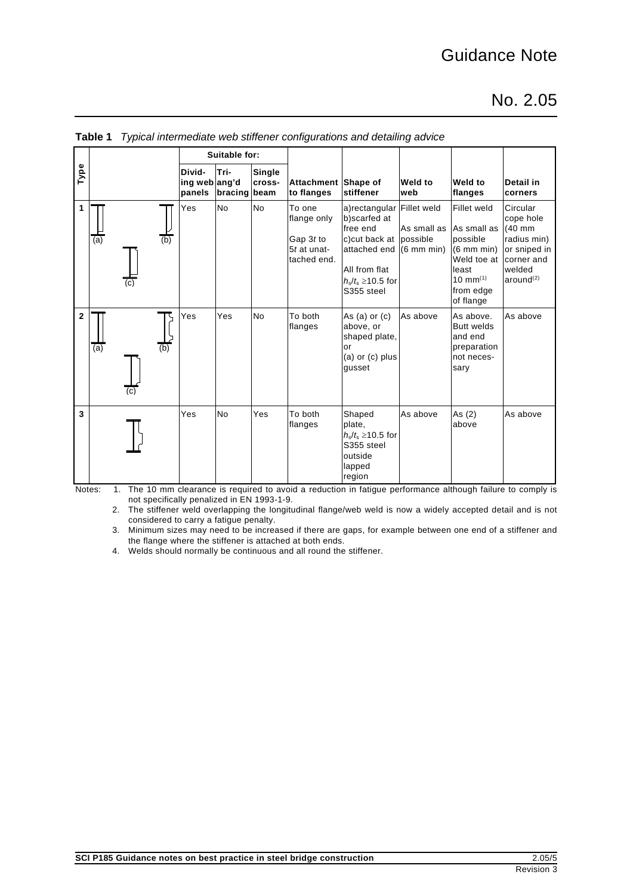**Table 1** *Typical intermediate web stiffener configurations and detailing advice*

| Type | | Suitable for: | | | Attachment to flanges | Shape of stiffener | Weld to web | Weld to flanges | Detail in corners |
|---|---|---|---|---|---|---|---|---|---|
| | | Dividing web panels | Tri-ang'd bracing | Single cross-beam | | | | | |
| **1** | (a) (b) (c) | Yes | No | No | To one flange only<br>Gap 3*t* to 5*t* at unattached end. | a)rectangular<br>b)scarfed at free end<br>c)cut back at attached end<br>All from flat<br>$h_s/t_s \geq 10.5$ for S355 steel | Fillet weld<br>As small as possible (6 mm min) | Fillet weld<br>As small as possible (6 mm min)<br>Weld toe at least 10 mm(1) from edge of flange | Circular cope hole (40 mm radius min) or sniped in corner and welded around(2) |
| **2** | (a) (b) (c) | Yes | Yes | No | To both flanges | As (a) or (c) above, or shaped plate, or (a) or (c) plus gusset | As above | As above. Butt welds and end preparation not necessary | As above |
| **3** | | Yes | No | Yes | To both flanges | Shaped plate, $h_s/t_s \geq 10.5$ for S355 steel outside lapped region | As above | As (2) above | As above |

Notes:
1. The 10 mm clearance is required to avoid a reduction in fatigue performance although failure to comply is not specifically penalized in EN 1993-1-9.
2. The stiffener weld overlapping the longitudinal flange/web weld is now a widely accepted detail and is not considered to carry a fatigue penalty.
3. Minimum sizes may need to be increased if there are gaps, for example between one end of a stiffener and the flange where the stiffener is attached at both ends.
4. Welds should normally be continuous and all round the stiffener.